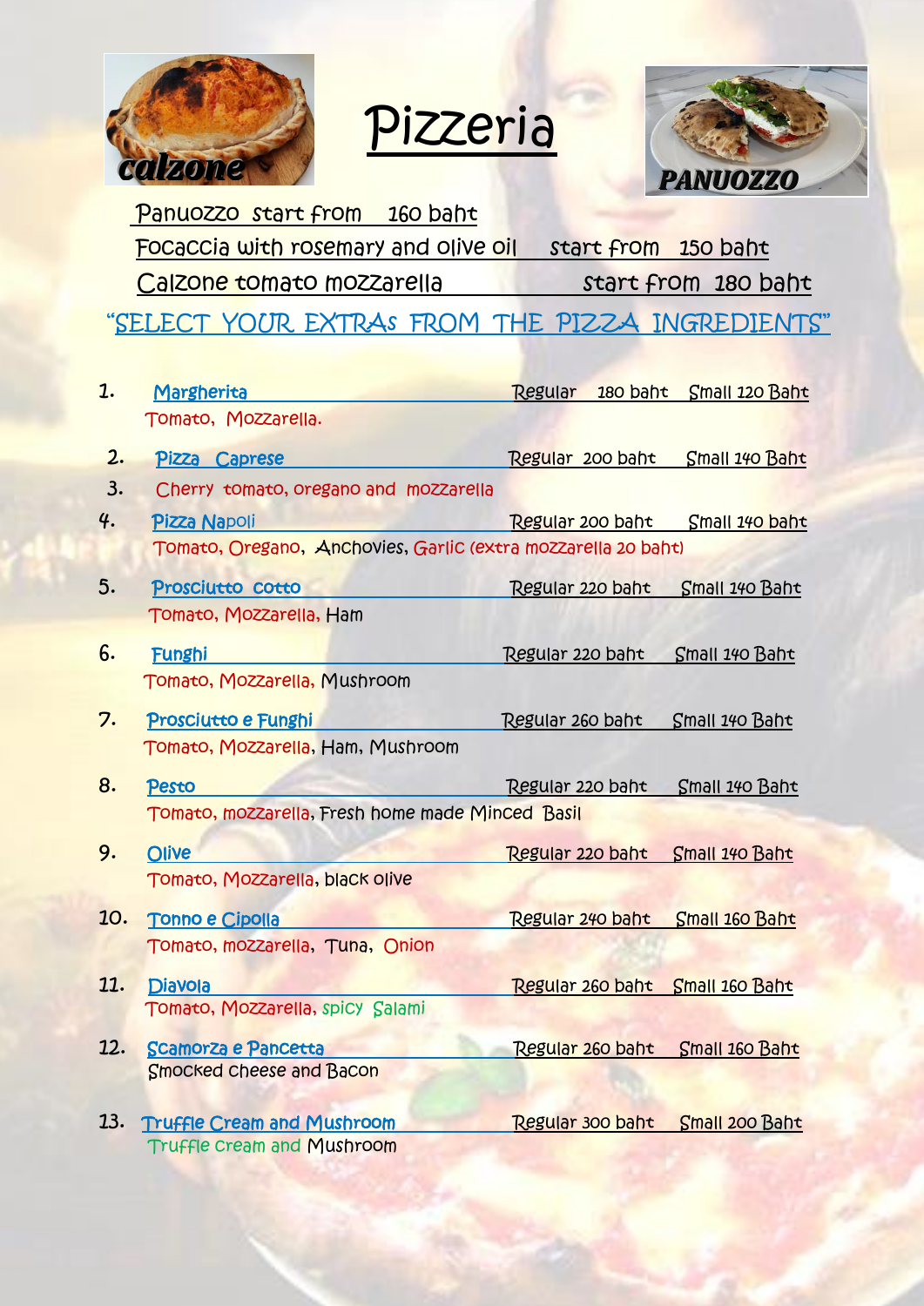calzone

# Pizzeria

PANUOZZO

Panuozzo start from 160 baht

Focaccia with rosemary and olive oil start from 150 baht

Calzone tomato mozzarella start from 180 baht

"SELECT YOUR EXTRAs FROM THE PIZZA INGREDIENTS"

1. **Margherita** — Regular 180 baht — Small 120 Baht
   Tomato, Mozzarella.
2. **Pizza Caprese** — Regular 200 baht — Small 140 Baht
3. Cherry tomato, oregano and mozzarella
4. **Pizza Napoli** — Regular 200 baht — Small 140 baht
   Tomato, Oregano, Anchovies, Garlic (extra mozzarella 20 baht)
5. **Prosciutto cotto** — Regular 220 baht — Small 140 Baht
   Tomato, Mozzarella, Ham
6. **Funghi** — Regular 220 baht — Small 140 Baht
   Tomato, Mozzarella, Mushroom
7. **Prosciutto e Funghi** — Regular 260 baht — Small 140 Baht
   Tomato, Mozzarella, Ham, Mushroom
8. **Pesto** — Regular 220 baht — Small 140 Baht
   Tomato, mozzarella, Fresh home made Minced Basil
9. **Olive** — Regular 220 baht — Small 140 Baht
   Tomato, Mozzarella, black olive
10. **Tonno e Cipolla** — Regular 240 baht — Small 160 Baht
    Tomato, mozzarella, Tuna, Onion
11. **Diavola** — Regular 260 baht — Small 160 Baht
    Tomato, Mozzarella, spicy Salami
12. **Scamorza e Pancetta** — Regular 260 baht — Small 160 Baht
    Smocked cheese and Bacon
13. **Truffle Cream and Mushroom** — Regular 300 baht — Small 200 Baht
    Truffle cream and Mushroom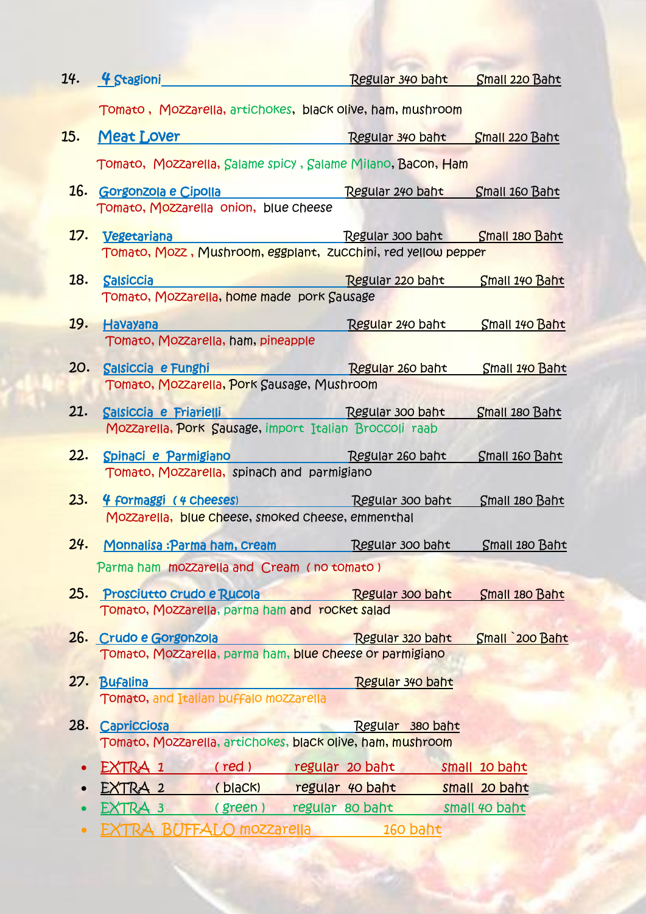14. **4 Stagioni** — Regular 340 baht — Small 220 Baht

Tomato , Mozzarella, artichokes, black olive, ham, mushroom

15. **Meat Lover** — Regular 340 baht — Small 220 Baht

Tomato, Mozzarella, Salame spicy , Salame Milano, Bacon, Ham

16. **Gorgonzola e Cipolla** — Regular 240 baht — Small 160 Baht

Tomato, Mozzarella onion, blue cheese

17. **Vegetariana** — Regular 300 baht — Small 180 Baht

Tomato, Mozz , Mushroom, eggplant, zucchini, red yellow pepper

18. **Salsiccia** — Regular 220 baht — Small 140 Baht

Tomato, Mozzarella, home made pork Sausage

19. **Havayana** — Regular 240 baht — Small 140 Baht

Tomato, Mozzarella, ham, pineapple

20. **Salsiccia e Funghi** — Regular 260 baht — Small 140 Baht

Tomato, Mozzarella, Pork Sausage, Mushroom

21. **Salsiccia e Friarielli** — Regular 300 baht — Small 180 Baht

Mozzarella, Pork Sausage, import Italian Broccoli raab

22. **Spinaci e Parmigiano** — Regular 260 baht — Small 160 Baht

Tomato, Mozzarella, spinach and parmigiano

23. **4 formaggi ( 4 cheeses)** — Regular 300 baht — Small 180 Baht

Mozzarella, blue cheese, smoked cheese, emmenthal

24. **Monnalisa :Parma ham, cream** — Regular 300 baht — Small 180 Baht

Parma ham mozzarella and Cream ( no tomato )

25. **Prosciutto crudo e Rucola** — Regular 300 baht — Small 180 Baht

Tomato, Mozzarella, parma ham and rocket salad

26. **Crudo e Gorgonzola** — Regular 320 baht — Small `200 Baht

Tomato, Mozzarella, parma ham, blue cheese or parmigiano

27. **Bufalina** — Regular 340 baht

Tomato, and Italian buffalo mozzarella

28. **Capricciosa** — Regular 380 baht

Tomato, Mozzarella, artichokes, black olive, ham, mushroom

- EXTRA 1 ( red ) regular 20 baht small 10 baht
- EXTRA 2 ( black) regular 40 baht small 20 baht
- EXTRA 3 ( green ) regular 80 baht small 40 baht
- EXTRA BUFFALO mozzarella 160 baht